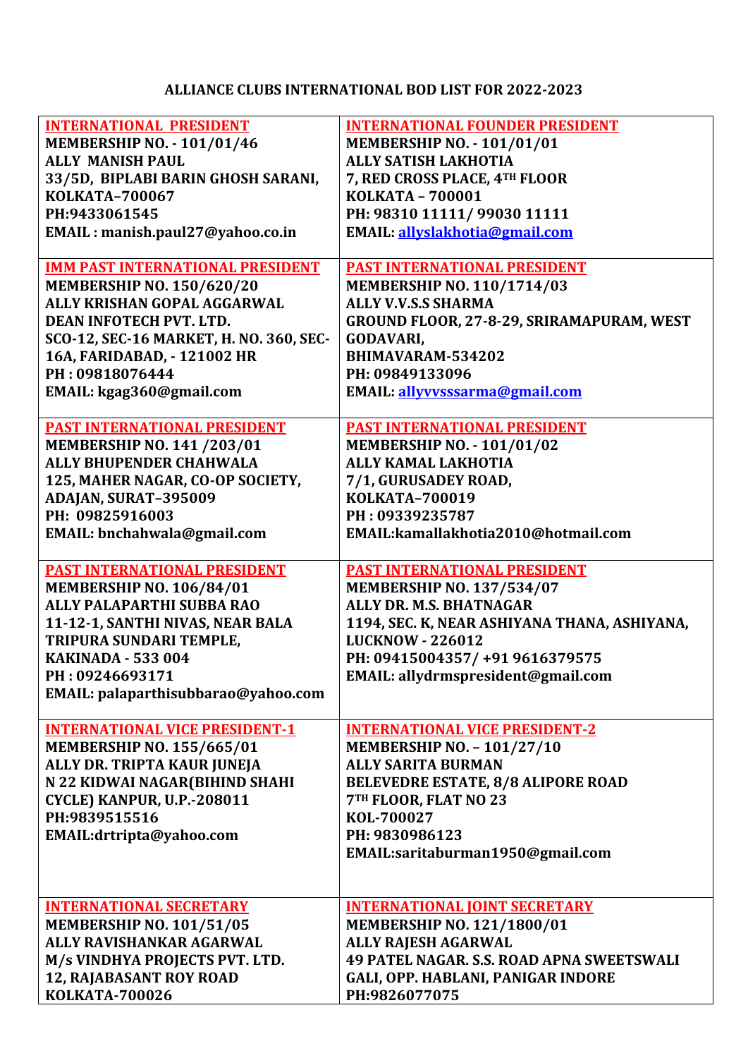# ALLIANCE CLUBS INTERNATIONAL BOD LIST FOR 2022-2023

| | |
|---|---|
| **INTERNATIONAL PRESIDENT**<br>**MEMBERSHIP NO. - 101/01/46**<br>**ALLY MANISH PAUL**<br>**33/5D, BIPLABI BARIN GHOSH SARANI, KOLKATA–700067**<br>**PH:9433061545**<br>**EMAIL : manish.paul27@yahoo.co.in** | **INTERNATIONAL FOUNDER PRESIDENT**<br>**MEMBERSHIP NO. - 101/01/01**<br>**ALLY SATISH LAKHOTIA**<br>**7, RED CROSS PLACE, 4TH FLOOR**<br>**KOLKATA – 700001**<br>**PH: 98310 11111/ 99030 11111**<br>**EMAIL: allyslakhotia@gmail.com** |
| **IMM PAST INTERNATIONAL PRESIDENT**<br>**MEMBERSHIP NO. 150/620/20**<br>**ALLY KRISHAN GOPAL AGGARWAL**<br>**DEAN INFOTECH PVT. LTD.**<br>**SCO-12, SEC-16 MARKET, H. NO. 360, SEC-16A, FARIDABAD, - 121002 HR**<br>**PH : 09818076444**<br>**EMAIL: kgag360@gmail.com** | **PAST INTERNATIONAL PRESIDENT**<br>**MEMBERSHIP NO. 110/1714/03**<br>**ALLY V.V.S.S SHARMA**<br>**GROUND FLOOR, 27-8-29, SRIRAMAPURAM, WEST GODAVARI,**<br>**BHIMAVARAM-534202**<br>**PH: 09849133096**<br>**EMAIL: allyvvsssarma@gmail.com** |
| **PAST INTERNATIONAL PRESIDENT**<br>**MEMBERSHIP NO. 141 /203/01**<br>**ALLY BHUPENDER CHAHWALA**<br>**125, MAHER NAGAR, CO-OP SOCIETY, ADAJAN, SURAT–395009**<br>**PH: 09825916003**<br>**EMAIL: bnchahwala@gmail.com** | **PAST INTERNATIONAL PRESIDENT**<br>**MEMBERSHIP NO. - 101/01/02**<br>**ALLY KAMAL LAKHOTIA**<br>**7/1, GURUSADEY ROAD,**<br>**KOLKATA–700019**<br>**PH : 09339235787**<br>**EMAIL:kamallakhotia2010@hotmail.com** |
| **PAST INTERNATIONAL PRESIDENT**<br>**MEMBERSHIP NO. 106/84/01**<br>**ALLY PALAPARTHI SUBBA RAO**<br>**11-12-1, SANTHI NIVAS, NEAR BALA TRIPURA SUNDARI TEMPLE,**<br>**KAKINADA - 533 004**<br>**PH : 09246693171**<br>**EMAIL: palaparthisubbarao@yahoo.com** | **PAST INTERNATIONAL PRESIDENT**<br>**MEMBERSHIP NO. 137/534/07**<br>**ALLY DR. M.S. BHATNAGAR**<br>**1194, SEC. K, NEAR ASHIYANA THANA, ASHIYANA, LUCKNOW - 226012**<br>**PH: 09415004357/ +91 9616379575**<br>**EMAIL: allydrmspresident@gmail.com** |
| **INTERNATIONAL VICE PRESIDENT-1**<br>**MEMBERSHIP NO. 155/665/01**<br>**ALLY DR. TRIPTA KAUR JUNEJA**<br>**N 22 KIDWAI NAGAR(BIHIND SHAHI CYCLE) KANPUR, U.P.-208011**<br>**PH:9839515516**<br>**EMAIL:drtripta@yahoo.com** | **INTERNATIONAL VICE PRESIDENT-2**<br>**MEMBERSHIP NO. – 101/27/10**<br>**ALLY SARITA BURMAN**<br>**BELEVEDRE ESTATE, 8/8 ALIPORE ROAD**<br>**7TH FLOOR, FLAT NO 23**<br>**KOL-700027**<br>**PH: 9830986123**<br>**EMAIL:saritaburman1950@gmail.com** |
| **INTERNATIONAL SECRETARY**<br>**MEMBERSHIP NO. 101/51/05**<br>**ALLY RAVISHANKAR AGARWAL**<br>**M/s VINDHYA PROJECTS PVT. LTD.**<br>**12, RAJABASANT ROY ROAD**<br>**KOLKATA-700026** | **INTERNATIONAL JOINT SECRETARY**<br>**MEMBERSHIP NO. 121/1800/01**<br>**ALLY RAJESH AGARWAL**<br>**49 PATEL NAGAR. S.S. ROAD APNA SWEETSWALI GALI, OPP. HABLANI, PANIGAR INDORE**<br>**PH:9826077075** |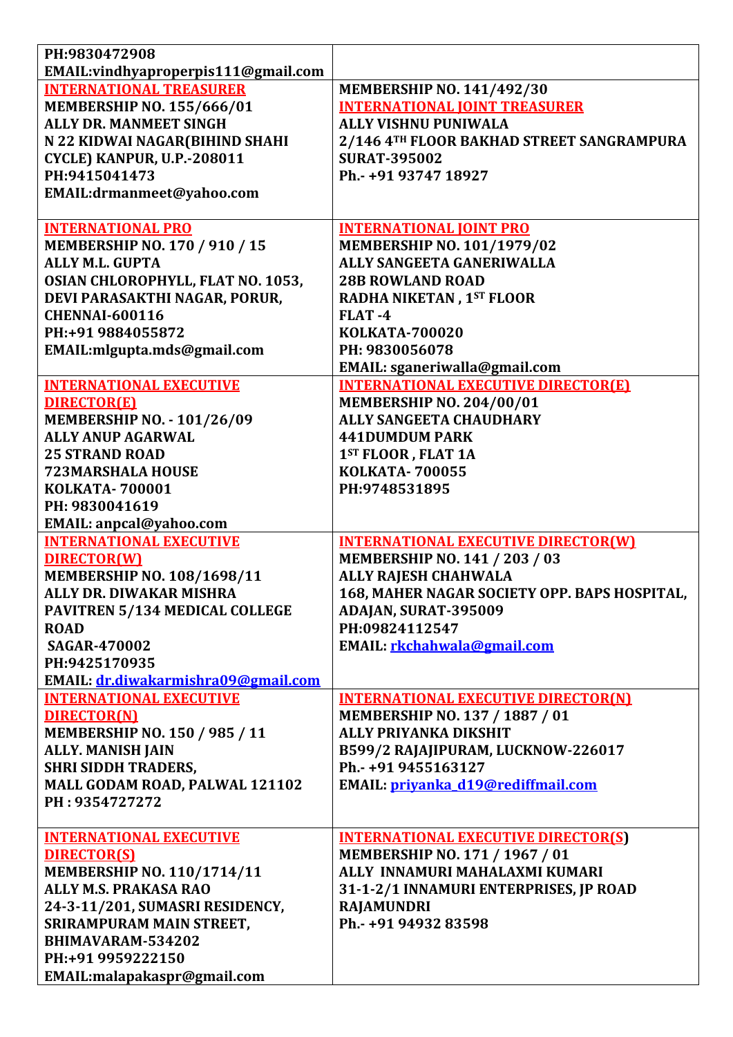| PH:9830472908<br>EMAIL:vindhyaproperpis111@gmail.com | |
|---|---|
| **INTERNATIONAL TREASURER**<br>MEMBERSHIP NO. 155/666/01<br>ALLY DR. MANMEET SINGH<br>N 22 KIDWAI NAGAR(BIHIND SHAHI CYCLE) KANPUR, U.P.-208011<br>PH:9415041473<br>EMAIL:drmanmeet@yahoo.com | MEMBERSHIP NO. 141/492/30<br>**INTERNATIONAL JOINT TREASURER**<br>ALLY VISHNU PUNIWALA<br>2/146 4TH FLOOR BAKHAD STREET SANGRAMPURA SURAT-395002<br>Ph.- +91 93747 18927 |
| **INTERNATIONAL PRO**<br>MEMBERSHIP NO. 170 / 910 / 15<br>ALLY M.L. GUPTA<br>OSIAN CHLOROPHYLL, FLAT NO. 1053, DEVI PARASAKTHI NAGAR, PORUR, CHENNAI-600116<br>PH:+91 9884055872<br>EMAIL:mlgupta.mds@gmail.com | **INTERNATIONAL JOINT PRO**<br>MEMBERSHIP NO. 101/1979/02<br>ALLY SANGEETA GANERIWALLA<br>28B ROWLAND ROAD<br>RADHA NIKETAN , 1ST FLOOR<br>FLAT -4<br>KOLKATA-700020<br>PH: 9830056078<br>EMAIL: sganeriwalla@gmail.com |
| **INTERNATIONAL EXECUTIVE DIRECTOR(E)**<br>MEMBERSHIP NO. - 101/26/09<br>ALLY ANUP AGARWAL<br>25 STRAND ROAD<br>723MARSHALA HOUSE<br>KOLKATA- 700001<br>PH: 9830041619<br>EMAIL: anpcal@yahoo.com | **INTERNATIONAL EXECUTIVE DIRECTOR(E)**<br>MEMBERSHIP NO. 204/00/01<br>ALLY SANGEETA CHAUDHARY<br>441DUMDUM PARK<br>1ST FLOOR , FLAT 1A<br>KOLKATA- 700055<br>PH:9748531895 |
| **INTERNATIONAL EXECUTIVE DIRECTOR(W)**<br>MEMBERSHIP NO. 108/1698/11<br>ALLY DR. DIWAKAR MISHRA<br>PAVITREN 5/134 MEDICAL COLLEGE ROAD<br>SAGAR-470002<br>PH:9425170935<br>EMAIL: dr.diwakarmishra09@gmail.com | **INTERNATIONAL EXECUTIVE DIRECTOR(W)**<br>MEMBERSHIP NO. 141 / 203 / 03<br>ALLY RAJESH CHAHWALA<br>168, MAHER NAGAR SOCIETY OPP. BAPS HOSPITAL, ADAJAN, SURAT-395009<br>PH:09824112547<br>EMAIL: rkchahwala@gmail.com |
| **INTERNATIONAL EXECUTIVE DIRECTOR(N)**<br>MEMBERSHIP NO. 150 / 985 / 11<br>ALLY. MANISH JAIN<br>SHRI SIDDH TRADERS,<br>MALL GODAM ROAD, PALWAL 121102<br>PH : 9354727272 | **INTERNATIONAL EXECUTIVE DIRECTOR(N)**<br>MEMBERSHIP NO. 137 / 1887 / 01<br>ALLY PRIYANKA DIKSHIT<br>B599/2 RAJAJIPURAM, LUCKNOW-226017<br>Ph.- +91 9455163127<br>EMAIL: priyanka_d19@rediffmail.com |
| **INTERNATIONAL EXECUTIVE DIRECTOR(S)**<br>MEMBERSHIP NO. 110/1714/11<br>ALLY M.S. PRAKASA RAO<br>24-3-11/201, SUMASRI RESIDENCY, SRIRAMPURAM MAIN STREET, BHIMAVARAM-534202<br>PH:+91 9959222150<br>EMAIL:malapakaspr@gmail.com | **INTERNATIONAL EXECUTIVE DIRECTOR(S)**<br>MEMBERSHIP NO. 171 / 1967 / 01<br>ALLY INNAMURI MAHALAXMI KUMARI<br>31-1-2/1 INNAMURI ENTERPRISES, JP ROAD RAJAMUNDRI<br>Ph.- +91 94932 83598 |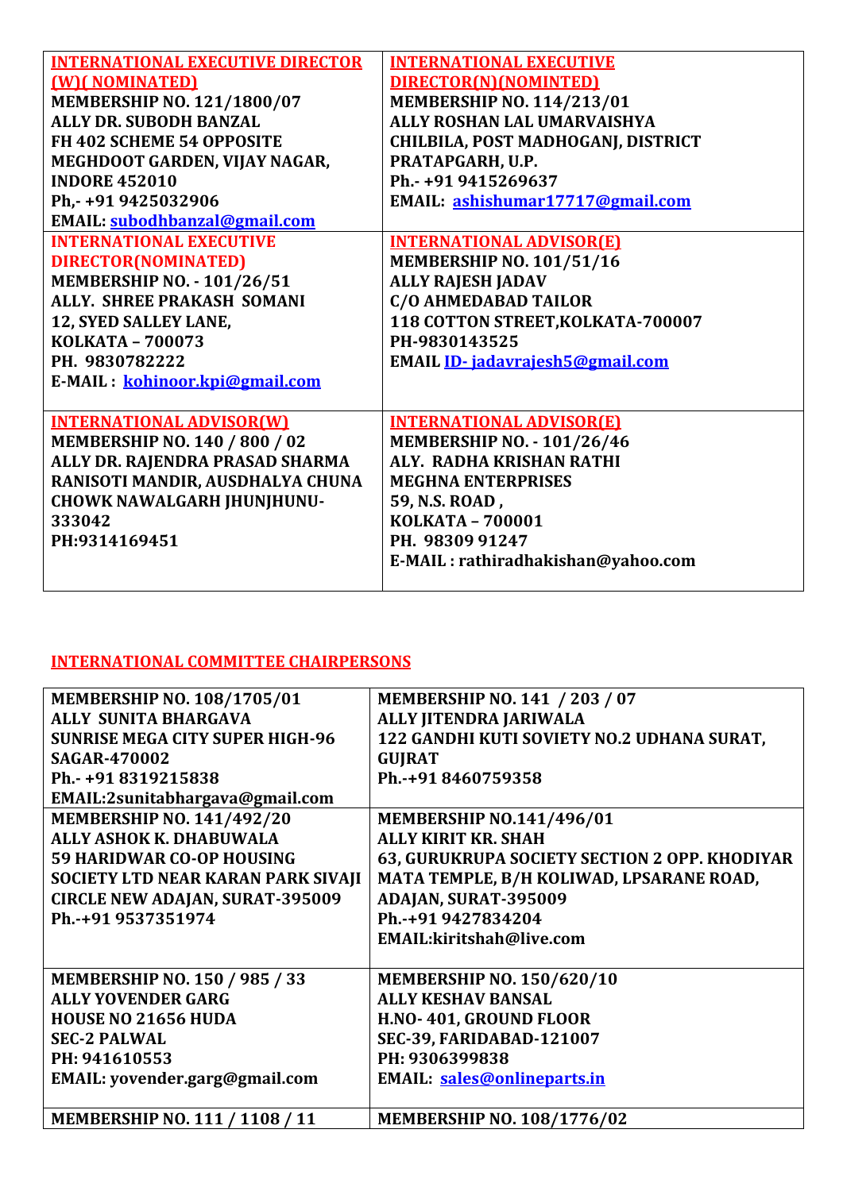| **INTERNATIONAL EXECUTIVE DIRECTOR (W)( NOMINATED)**<br>**MEMBERSHIP NO. 121/1800/07**<br>**ALLY DR. SUBODH BANZAL**<br>**FH 402 SCHEME 54 OPPOSITE MEGHDOOT GARDEN, VIJAY NAGAR, INDORE 452010**<br>**Ph,- +91 9425032906**<br>**EMAIL: subodhbanzal@gmail.com** | **INTERNATIONAL EXECUTIVE DIRECTOR(N)(NOMINTED)**<br>**MEMBERSHIP NO. 114/213/01**<br>**ALLY ROSHAN LAL UMARVAISHYA**<br>**CHILBILA, POST MADHOGANJ, DISTRICT PRATAPGARH, U.P.**<br>**Ph.- +91 9415269637**<br>**EMAIL: ashishumar17717@gmail.com** |
|---|---|
| **INTERNATIONAL EXECUTIVE DIRECTOR(NOMINATED)**<br>**MEMBERSHIP NO. - 101/26/51**<br>**ALLY. SHREE PRAKASH SOMANI**<br>**12, SYED SALLEY LANE,**<br>**KOLKATA – 700073**<br>**PH. 9830782222**<br>**E-MAIL : kohinoor.kpi@gmail.com** | **INTERNATIONAL ADVISOR(E)**<br>**MEMBERSHIP NO. 101/51/16**<br>**ALLY RAJESH JADAV**<br>**C/O AHMEDABAD TAILOR**<br>**118 COTTON STREET,KOLKATA-700007**<br>**PH-9830143525**<br>**EMAIL ID- jadavrajesh5@gmail.com** |
| **INTERNATIONAL ADVISOR(W)**<br>**MEMBERSHIP NO. 140 / 800 / 02**<br>**ALLY DR. RAJENDRA PRASAD SHARMA**<br>**RANISOTI MANDIR, AUSDHALYA CHUNA CHOWK NAWALGARH JHUNJHUNU-333042**<br>**PH:9314169451** | **INTERNATIONAL ADVISOR(E)**<br>**MEMBERSHIP NO. - 101/26/46**<br>**ALY. RADHA KRISHAN RATHI**<br>**MEGHNA ENTERPRISES**<br>**59, N.S. ROAD ,**<br>**KOLKATA – 700001**<br>**PH. 98309 91247**<br>**E-MAIL : rathiradhakishan@yahoo.com** |

## INTERNATIONAL COMMITTEE CHAIRPERSONS

| **MEMBERSHIP NO. 108/1705/01**<br>**ALLY SUNITA BHARGAVA**<br>**SUNRISE MEGA CITY SUPER HIGH-96**<br>**SAGAR-470002**<br>**Ph.- +91 8319215838**<br>**EMAIL:2sunitabhargava@gmail.com** | **MEMBERSHIP NO. 141 / 203 / 07**<br>**ALLY JITENDRA JARIWALA**<br>**122 GANDHI KUTI SOVIETY NO.2 UDHANA SURAT, GUJRAT**<br>**Ph.-+91 8460759358** |
|---|---|
| **MEMBERSHIP NO. 141/492/20**<br>**ALLY ASHOK K. DHABUWALA**<br>**59 HARIDWAR CO-OP HOUSING SOCIETY LTD NEAR KARAN PARK SIVAJI CIRCLE NEW ADAJAN, SURAT-395009**<br>**Ph.-+91 9537351974** | **MEMBERSHIP NO.141/496/01**<br>**ALLY KIRIT KR. SHAH**<br>**63, GURUKRUPA SOCIETY SECTION 2 OPP. KHODIYAR MATA TEMPLE, B/H KOLIWAD, LPSARANE ROAD, ADAJAN, SURAT-395009**<br>**Ph.-+91 9427834204**<br>**EMAIL:kiritshah@live.com** |
| **MEMBERSHIP NO. 150 / 985 / 33**<br>**ALLY YOVENDER GARG**<br>**HOUSE NO 21656 HUDA**<br>**SEC-2 PALWAL**<br>**PH: 941610553**<br>**EMAIL: yovender.garg@gmail.com** | **MEMBERSHIP NO. 150/620/10**<br>**ALLY KESHAV BANSAL**<br>**H.NO- 401, GROUND FLOOR**<br>**SEC-39, FARIDABAD-121007**<br>**PH: 9306399838**<br>**EMAIL: sales@onlineparts.in** |
| **MEMBERSHIP NO. 111 / 1108 / 11** | **MEMBERSHIP NO. 108/1776/02** |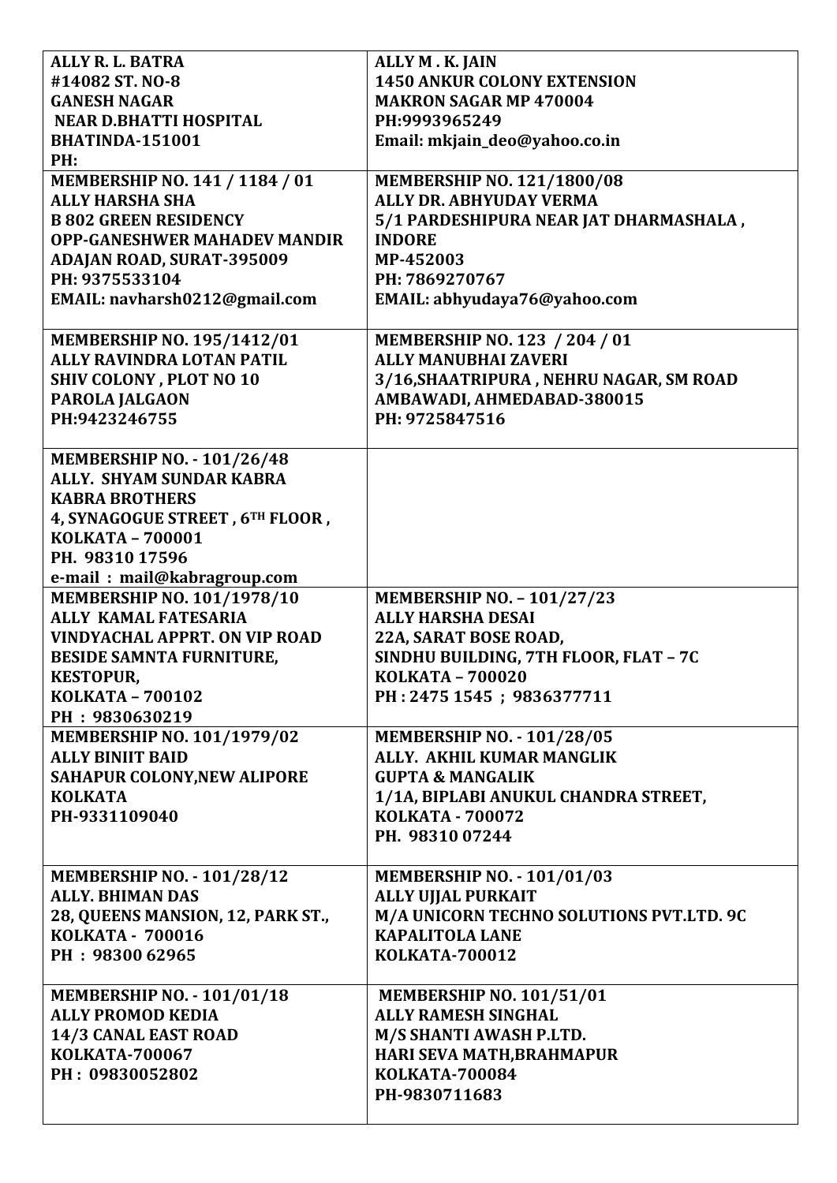| ALLY R. L. BATRA<br>#14082 ST. NO-8<br>GANESH NAGAR<br>NEAR D.BHATTI HOSPITAL<br>BHATINDA-151001<br>PH: | ALLY M . K. JAIN<br>1450 ANKUR COLONY EXTENSION<br>MAKRON SAGAR MP 470004<br>PH:9993965249<br>Email: mkjain_deo@yahoo.co.in |
|---|---|
| MEMBERSHIP NO. 141 / 1184 / 01<br>ALLY HARSHA SHA<br>B 802 GREEN RESIDENCY<br>OPP-GANESHWER MAHADEV MANDIR<br>ADAJAN ROAD, SURAT-395009<br>PH: 9375533104<br>EMAIL: navharsh0212@gmail.com | MEMBERSHIP NO. 121/1800/08<br>ALLY DR. ABHYUDAY VERMA<br>5/1 PARDESHIPURA NEAR JAT DHARMASHALA ,<br>INDORE<br>MP-452003<br>PH: 7869270767<br>EMAIL: abhyudaya76@yahoo.com |
| MEMBERSHIP NO. 195/1412/01<br>ALLY RAVINDRA LOTAN PATIL<br>SHIV COLONY , PLOT NO 10<br>PAROLA JALGAON<br>PH:9423246755 | MEMBERSHIP NO. 123 / 204 / 01<br>ALLY MANUBHAI ZAVERI<br>3/16,SHAATRIPURA , NEHRU NAGAR, SM ROAD<br>AMBAWADI, AHMEDABAD-380015<br>PH: 9725847516 |
| MEMBERSHIP NO. - 101/26/48<br>ALLY. SHYAM SUNDAR KABRA<br>KABRA BROTHERS<br>4, SYNAGOGUE STREET , 6TH FLOOR ,<br>KOLKATA – 700001<br>PH. 98310 17596<br>e-mail : mail@kabragroup.com | |
| MEMBERSHIP NO. 101/1978/10<br>ALLY KAMAL FATESARIA<br>VINDYACHAL APPRT. ON VIP ROAD<br>BESIDE SAMNTA FURNITURE,<br>KESTOPUR,<br>KOLKATA – 700102<br>PH : 9830630219 | MEMBERSHIP NO. – 101/27/23<br>ALLY HARSHA DESAI<br>22A, SARAT BOSE ROAD,<br>SINDHU BUILDING, 7TH FLOOR, FLAT – 7C<br>KOLKATA – 700020<br>PH : 2475 1545 ; 9836377711 |
| MEMBERSHIP NO. 101/1979/02<br>ALLY BINIIT BAID<br>SAHAPUR COLONY,NEW ALIPORE<br>KOLKATA<br>PH-9331109040 | MEMBERSHIP NO. - 101/28/05<br>ALLY. AKHIL KUMAR MANGLIK<br>GUPTA & MANGALIK<br>1/1A, BIPLABI ANUKUL CHANDRA STREET,<br>KOLKATA - 700072<br>PH. 98310 07244 |
| MEMBERSHIP NO. - 101/28/12<br>ALLY. BHIMAN DAS<br>28, QUEENS MANSION, 12, PARK ST.,<br>KOLKATA - 700016<br>PH : 98300 62965 | MEMBERSHIP NO. - 101/01/03<br>ALLY UJJAL PURKAIT<br>M/A UNICORN TECHNO SOLUTIONS PVT.LTD. 9C<br>KAPALITOLA LANE<br>KOLKATA-700012 |
| MEMBERSHIP NO. - 101/01/18<br>ALLY PROMOD KEDIA<br>14/3 CANAL EAST ROAD<br>KOLKATA-700067<br>PH : 09830052802 | MEMBERSHIP NO. 101/51/01<br>ALLY RAMESH SINGHAL<br>M/S SHANTI AWASH P.LTD.<br>HARI SEVA MATH,BRAHMAPUR<br>KOLKATA-700084<br>PH-9830711683 |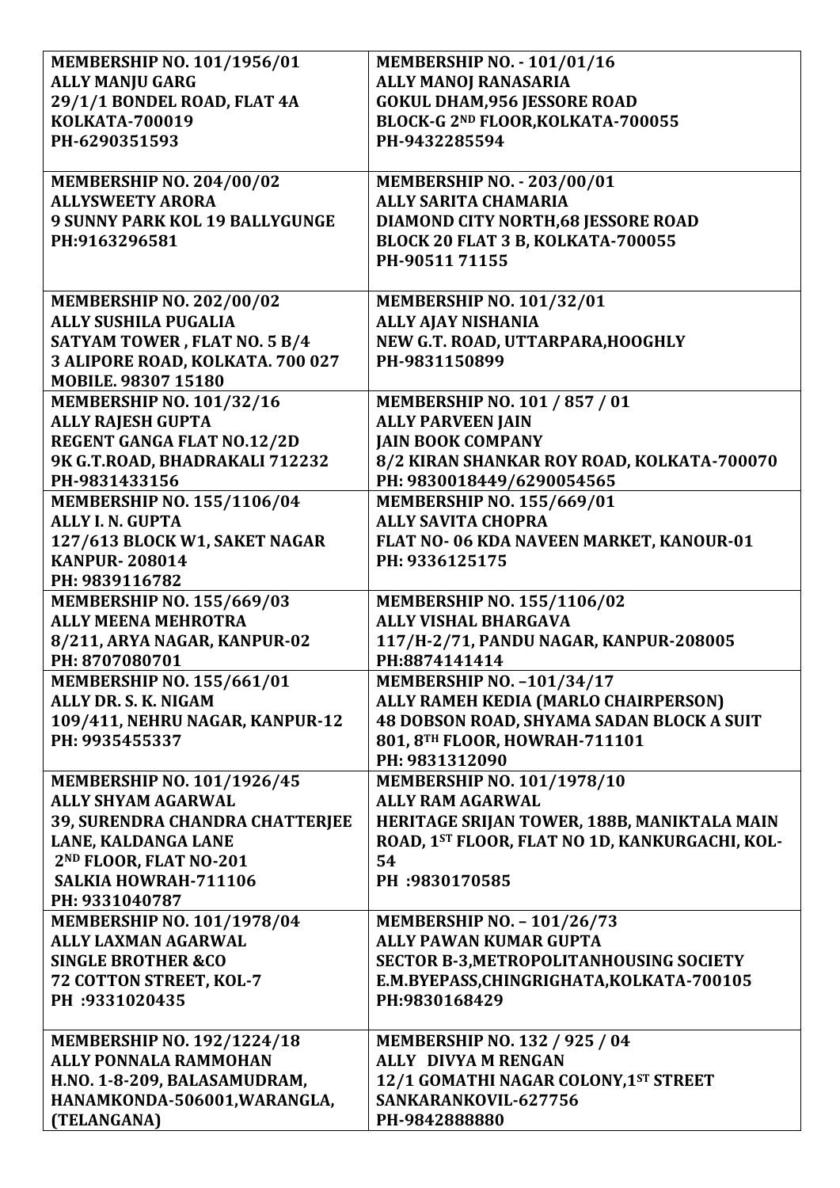| MEMBERSHIP NO. 101/1956/01<br>ALLY MANJU GARG<br>29/1/1 BONDEL ROAD, FLAT 4A<br>KOLKATA-700019<br>PH-6290351593 | MEMBERSHIP NO. - 101/01/16<br>ALLY MANOJ RANASARIA<br>GOKUL DHAM,956 JESSORE ROAD<br>BLOCK-G 2ND FLOOR,KOLKATA-700055<br>PH-9432285594 |
|---|---|
| MEMBERSHIP NO. 204/00/02<br>ALLYSWEETY ARORA<br>9 SUNNY PARK KOL 19 BALLYGUNGE<br>PH:9163296581 | MEMBERSHIP NO. - 203/00/01<br>ALLY SARITA CHAMARIA<br>DIAMOND CITY NORTH,68 JESSORE ROAD<br>BLOCK 20 FLAT 3 B, KOLKATA-700055<br>PH-90511 71155 |
| MEMBERSHIP NO. 202/00/02<br>ALLY SUSHILA PUGALIA<br>SATYAM TOWER , FLAT NO. 5 B/4<br>3 ALIPORE ROAD, KOLKATA. 700 027<br>MOBILE. 98307 15180 | MEMBERSHIP NO. 101/32/01<br>ALLY AJAY NISHANIA<br>NEW G.T. ROAD, UTTARPARA,HOOGHLY<br>PH-9831150899 |
| MEMBERSHIP NO. 101/32/16<br>ALLY RAJESH GUPTA<br>REGENT GANGA FLAT NO.12/2D<br>9K G.T.ROAD, BHADRAKALI 712232<br>PH-9831433156 | MEMBERSHIP NO. 101 / 857 / 01<br>ALLY PARVEEN JAIN<br>JAIN BOOK COMPANY<br>8/2 KIRAN SHANKAR ROY ROAD, KOLKATA-700070<br>PH: 9830018449/6290054565 |
| MEMBERSHIP NO. 155/1106/04<br>ALLY I. N. GUPTA<br>127/613 BLOCK W1, SAKET NAGAR<br>KANPUR- 208014<br>PH: 9839116782 | MEMBERSHIP NO. 155/669/01<br>ALLY SAVITA CHOPRA<br>FLAT NO- 06 KDA NAVEEN MARKET, KANOUR-01<br>PH: 9336125175 |
| MEMBERSHIP NO. 155/669/03<br>ALLY MEENA MEHROTRA<br>8/211, ARYA NAGAR, KANPUR-02<br>PH: 8707080701 | MEMBERSHIP NO. 155/1106/02<br>ALLY VISHAL BHARGAVA<br>117/H-2/71, PANDU NAGAR, KANPUR-208005<br>PH:8874141414 |
| MEMBERSHIP NO. 155/661/01<br>ALLY DR. S. K. NIGAM<br>109/411, NEHRU NAGAR, KANPUR-12<br>PH: 9935455337 | MEMBERSHIP NO. –101/34/17<br>ALLY RAMEH KEDIA (MARLO CHAIRPERSON)<br>48 DOBSON ROAD, SHYAMA SADAN BLOCK A SUIT<br>801, 8TH FLOOR, HOWRAH-711101<br>PH: 9831312090 |
| MEMBERSHIP NO. 101/1926/45<br>ALLY SHYAM AGARWAL<br>39, SURENDRA CHANDRA CHATTERJEE<br>LANE, KALDANGA LANE<br>2ND FLOOR, FLAT NO-201<br>SALKIA HOWRAH-711106<br>PH: 9331040787 | MEMBERSHIP NO. 101/1978/10<br>ALLY RAM AGARWAL<br>HERITAGE SRIJAN TOWER, 188B, MANIKTALA MAIN<br>ROAD, 1ST FLOOR, FLAT NO 1D, KANKURGACHI, KOL-<br>54<br>PH :9830170585 |
| MEMBERSHIP NO. 101/1978/04<br>ALLY LAXMAN AGARWAL<br>SINGLE BROTHER &CO<br>72 COTTON STREET, KOL-7<br>PH :9331020435 | MEMBERSHIP NO. – 101/26/73<br>ALLY PAWAN KUMAR GUPTA<br>SECTOR B-3,METROPOLITANHOUSING SOCIETY<br>E.M.BYEPASS,CHINGRIGHATA,KOLKATA-700105<br>PH:9830168429 |
| MEMBERSHIP NO. 192/1224/18<br>ALLY PONNALA RAMMOHAN<br>H.NO. 1-8-209, BALASAMUDRAM,<br>HANAMKONDA-506001,WARANGLA,<br>(TELANGANA) | MEMBERSHIP NO. 132 / 925 / 04<br>ALLY DIVYA M RENGAN<br>12/1 GOMATHI NAGAR COLONY,1ST STREET<br>SANKARANKOVIL-627756<br>PH-9842888880 |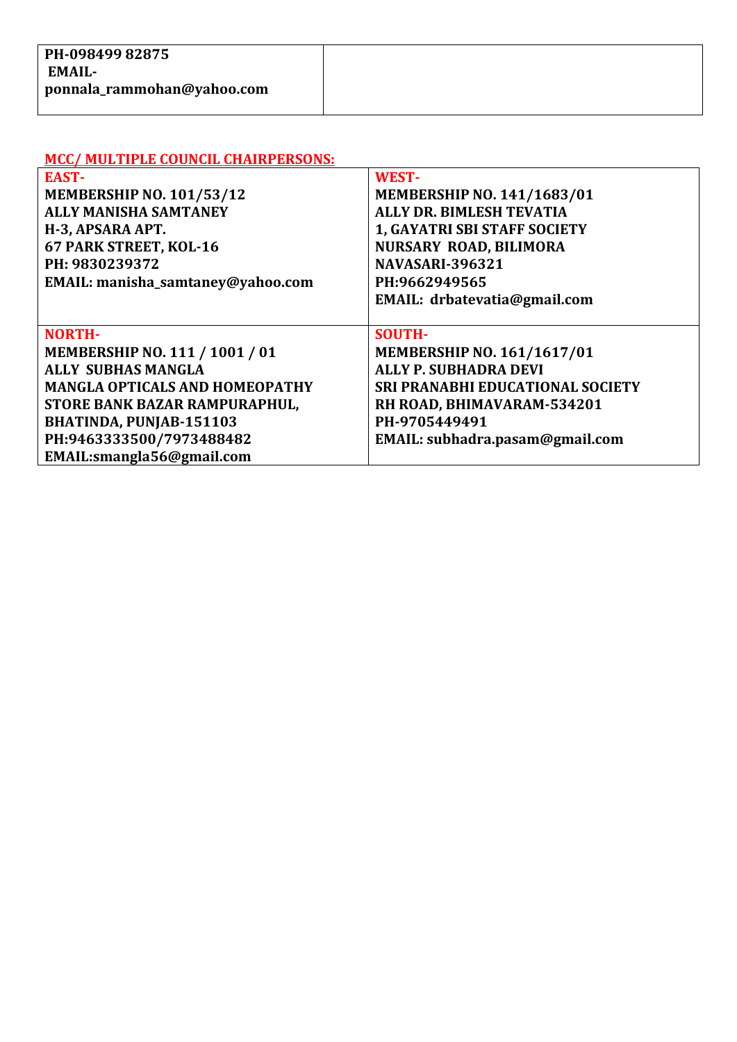| | |
|---|---|
| **PH-098499 82875**<br>**EMAIL-**<br>**ponnala_rammohan@yahoo.com** | |

**MCC/ MULTIPLE COUNCIL CHAIRPERSONS:**

| | |
|---|---|
| **EAST-**<br>**MEMBERSHIP NO. 101/53/12**<br>**ALLY MANISHA SAMTANEY**<br>**H-3, APSARA APT.**<br>**67 PARK STREET, KOL-16**<br>**PH: 9830239372**<br>**EMAIL: manisha_samtaney@yahoo.com** | **WEST-**<br>**MEMBERSHIP NO. 141/1683/01**<br>**ALLY DR. BIMLESH TEVATIA**<br>**1, GAYATRI SBI STAFF SOCIETY**<br>**NURSARY ROAD, BILIMORA**<br>**NAVASARI-396321**<br>**PH:9662949565**<br>**EMAIL: drbatevatia@gmail.com** |
| **NORTH-**<br>**MEMBERSHIP NO. 111 / 1001 / 01**<br>**ALLY SUBHAS MANGLA**<br>**MANGLA OPTICALS AND HOMEOPATHY STORE BANK BAZAR RAMPURAPHUL,**<br>**BHATINDA, PUNJAB-151103**<br>**PH:9463333500/7973488482**<br>**EMAIL:smangla56@gmail.com** | **SOUTH-**<br>**MEMBERSHIP NO. 161/1617/01**<br>**ALLY P. SUBHADRA DEVI**<br>**SRI PRANABHI EDUCATIONAL SOCIETY**<br>**RH ROAD, BHIMAVARAM-534201**<br>**PH-9705449491**<br>**EMAIL: subhadra.pasam@gmail.com** |